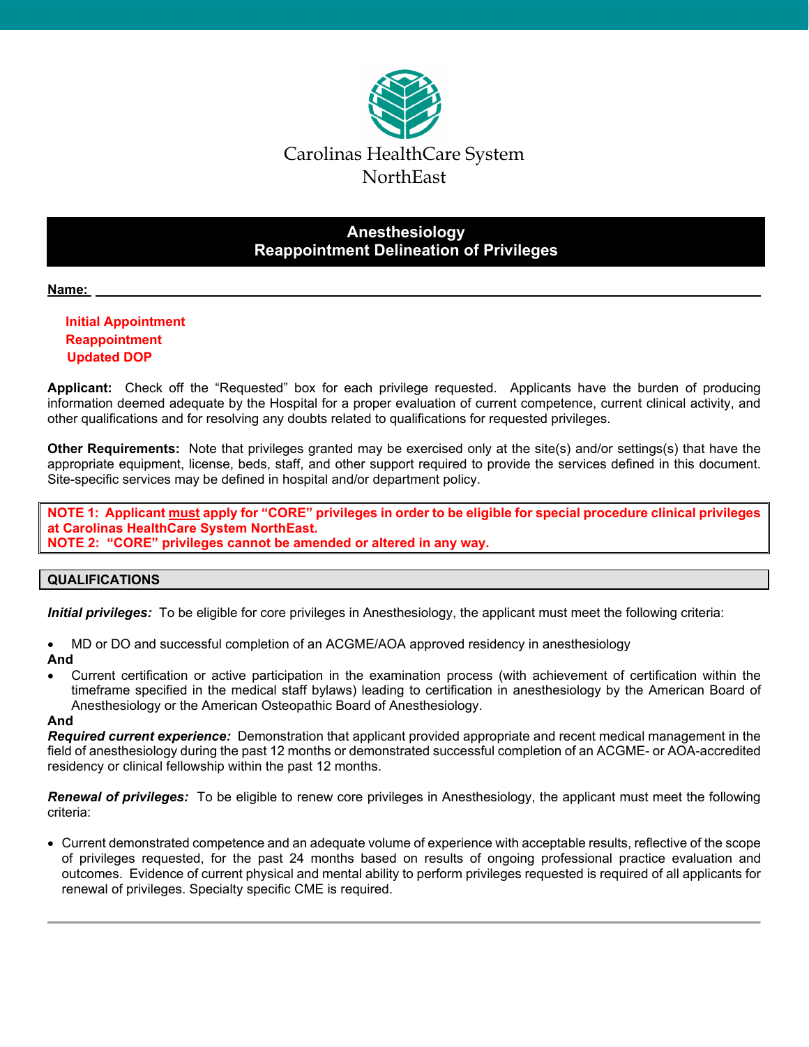Carolinas HealthCare System
NorthEast

# Anesthesiology
## Reappointment Delineation of Privileges

**Name:** ______________________________________________

**Initial Appointment**
**Reappointment**
**Updated DOP**

**Applicant:** Check off the "Requested" box for each privilege requested. Applicants have the burden of producing information deemed adequate by the Hospital for a proper evaluation of current competence, current clinical activity, and other qualifications and for resolving any doubts related to qualifications for requested privileges.

**Other Requirements:** Note that privileges granted may be exercised only at the site(s) and/or settings(s) that have the appropriate equipment, license, beds, staff, and other support required to provide the services defined in this document. Site-specific services may be defined in hospital and/or department policy.

**NOTE 1: Applicant must apply for "CORE" privileges in order to be eligible for special procedure clinical privileges at Carolinas HealthCare System NorthEast.**
**NOTE 2: "CORE" privileges cannot be amended or altered in any way.**

## QUALIFICATIONS

***Initial privileges:*** To be eligible for core privileges in Anesthesiology, the applicant must meet the following criteria:

- MD or DO and successful completion of an ACGME/AOA approved residency in anesthesiology

**And**

- Current certification or active participation in the examination process (with achievement of certification within the timeframe specified in the medical staff bylaws) leading to certification in anesthesiology by the American Board of Anesthesiology or the American Osteopathic Board of Anesthesiology.

**And**

***Required current experience:*** Demonstration that applicant provided appropriate and recent medical management in the field of anesthesiology during the past 12 months or demonstrated successful completion of an ACGME- or AOA-accredited residency or clinical fellowship within the past 12 months.

***Renewal of privileges:*** To be eligible to renew core privileges in Anesthesiology, the applicant must meet the following criteria:

- Current demonstrated competence and an adequate volume of experience with acceptable results, reflective of the scope of privileges requested, for the past 24 months based on results of ongoing professional practice evaluation and outcomes. Evidence of current physical and mental ability to perform privileges requested is required of all applicants for renewal of privileges. Specialty specific CME is required.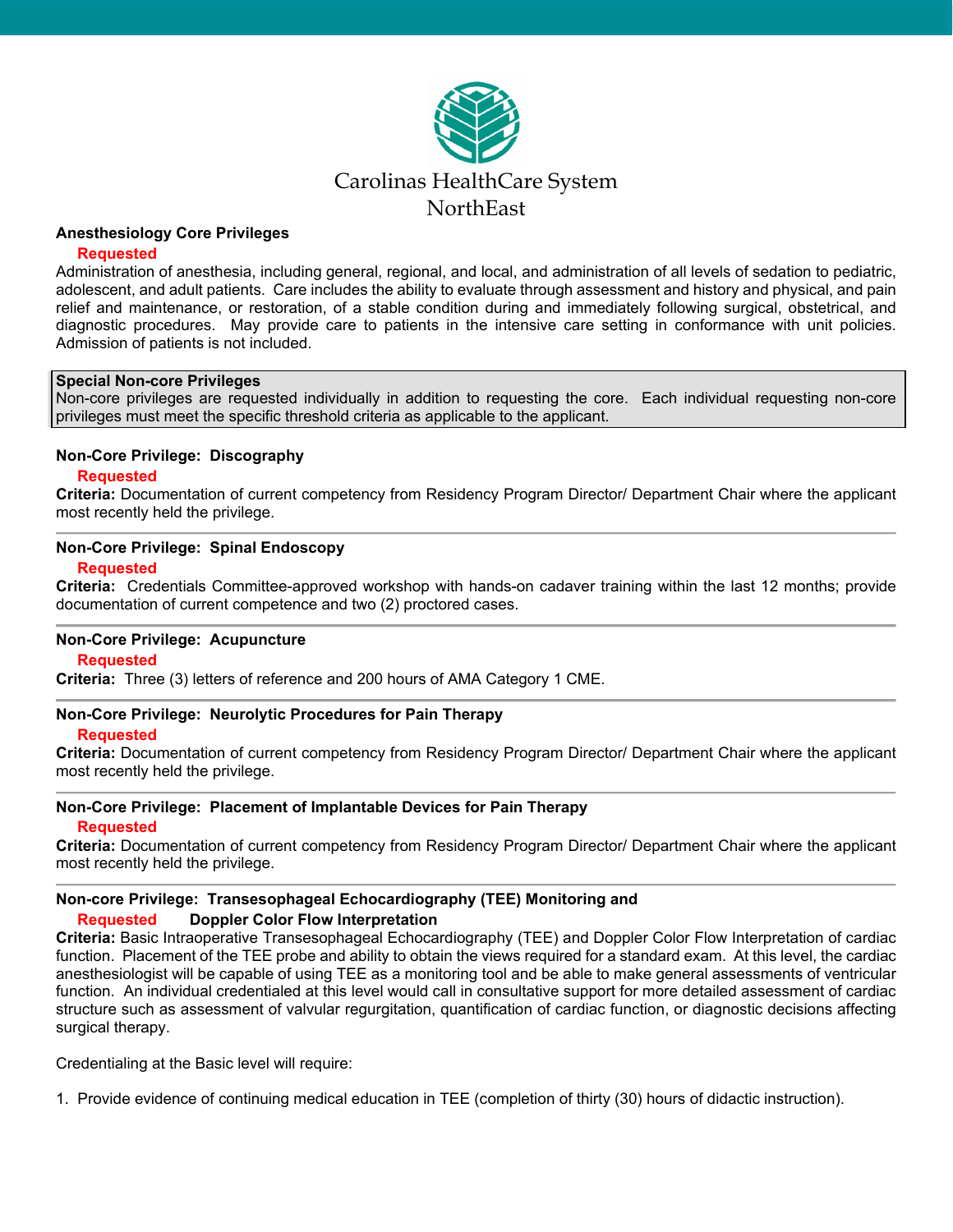Carolinas HealthCare System
NorthEast

**Anesthesiology Core Privileges**

**Requested**

Administration of anesthesia, including general, regional, and local, and administration of all levels of sedation to pediatric, adolescent, and adult patients. Care includes the ability to evaluate through assessment and history and physical, and pain relief and maintenance, or restoration, of a stable condition during and immediately following surgical, obstetrical, and diagnostic procedures. May provide care to patients in the intensive care setting in conformance with unit policies. Admission of patients is not included.

**Special Non-core Privileges**

Non-core privileges are requested individually in addition to requesting the core. Each individual requesting non-core privileges must meet the specific threshold criteria as applicable to the applicant.

**Non-Core Privilege: Discography**

**Requested**

**Criteria:** Documentation of current competency from Residency Program Director/ Department Chair where the applicant most recently held the privilege.

---

**Non-Core Privilege: Spinal Endoscopy**

**Requested**

**Criteria:** Credentials Committee-approved workshop with hands-on cadaver training within the last 12 months; provide documentation of current competence and two (2) proctored cases.

---

**Non-Core Privilege: Acupuncture**

**Requested**

**Criteria:** Three (3) letters of reference and 200 hours of AMA Category 1 CME.

---

**Non-Core Privilege: Neurolytic Procedures for Pain Therapy**

**Requested**

**Criteria:** Documentation of current competency from Residency Program Director/ Department Chair where the applicant most recently held the privilege.

---

**Non-Core Privilege: Placement of Implantable Devices for Pain Therapy**

**Requested**

**Criteria:** Documentation of current competency from Residency Program Director/ Department Chair where the applicant most recently held the privilege.

---

**Non-core Privilege: Transesophageal Echocardiography (TEE) Monitoring and Doppler Color Flow Interpretation**

**Requested**

**Criteria:** Basic Intraoperative Transesophageal Echocardiography (TEE) and Doppler Color Flow Interpretation of cardiac function. Placement of the TEE probe and ability to obtain the views required for a standard exam. At this level, the cardiac anesthesiologist will be capable of using TEE as a monitoring tool and be able to make general assessments of ventricular function. An individual credentialed at this level would call in consultative support for more detailed assessment of cardiac structure such as assessment of valvular regurgitation, quantification of cardiac function, or diagnostic decisions affecting surgical therapy.

Credentialing at the Basic level will require:

1. Provide evidence of continuing medical education in TEE (completion of thirty (30) hours of didactic instruction).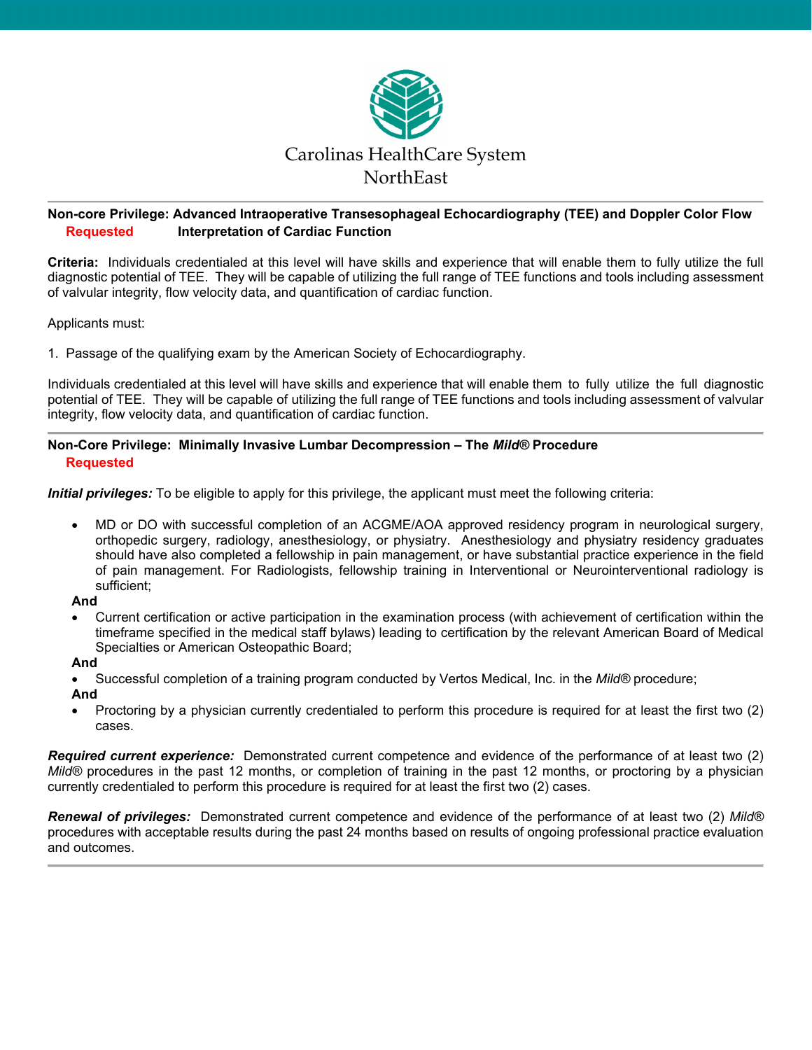Carolinas HealthCare System
NorthEast

---

**Non-core Privilege: Advanced Intraoperative Transesophageal Echocardiography (TEE) and Doppler Color Flow Interpretation of Cardiac Function**

**Requested**

**Criteria:** Individuals credentialed at this level will have skills and experience that will enable them to fully utilize the full diagnostic potential of TEE. They will be capable of utilizing the full range of TEE functions and tools including assessment of valvular integrity, flow velocity data, and quantification of cardiac function.

Applicants must:

1. Passage of the qualifying exam by the American Society of Echocardiography.

Individuals credentialed at this level will have skills and experience that will enable them to fully utilize the full diagnostic potential of TEE. They will be capable of utilizing the full range of TEE functions and tools including assessment of valvular integrity, flow velocity data, and quantification of cardiac function.

---

**Non-Core Privilege: Minimally Invasive Lumbar Decompression – The *Mild*® Procedure**

**Requested**

***Initial privileges:*** To be eligible to apply for this privilege, the applicant must meet the following criteria:

- MD or DO with successful completion of an ACGME/AOA approved residency program in neurological surgery, orthopedic surgery, radiology, anesthesiology, or physiatry. Anesthesiology and physiatry residency graduates should have also completed a fellowship in pain management, or have substantial practice experience in the field of pain management. For Radiologists, fellowship training in Interventional or Neurointerventional radiology is sufficient;

**And**

- Current certification or active participation in the examination process (with achievement of certification within the timeframe specified in the medical staff bylaws) leading to certification by the relevant American Board of Medical Specialties or American Osteopathic Board;

**And**

- Successful completion of a training program conducted by Vertos Medical, Inc. in the *Mild*® procedure;

**And**

- Proctoring by a physician currently credentialed to perform this procedure is required for at least the first two (2) cases.

***Required current experience:*** Demonstrated current competence and evidence of the performance of at least two (2) *Mild*® procedures in the past 12 months, or completion of training in the past 12 months, or proctoring by a physician currently credentialed to perform this procedure is required for at least the first two (2) cases.

***Renewal of privileges:*** Demonstrated current competence and evidence of the performance of at least two (2) *Mild*® procedures with acceptable results during the past 24 months based on results of ongoing professional practice evaluation and outcomes.

---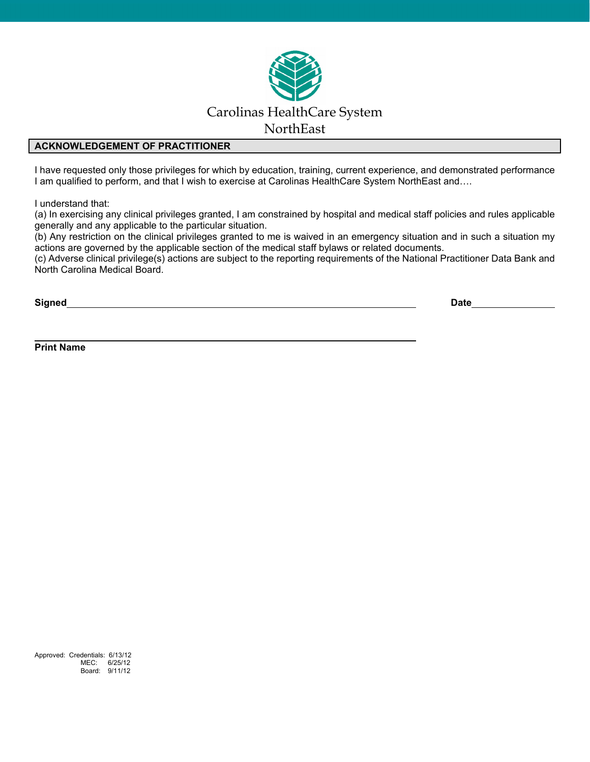Carolinas HealthCare System
NorthEast

## ACKNOWLEDGEMENT OF PRACTITIONER

I have requested only those privileges for which by education, training, current experience, and demonstrated performance I am qualified to perform, and that I wish to exercise at Carolinas HealthCare System NorthEast and….

I understand that:

(a) In exercising any clinical privileges granted, I am constrained by hospital and medical staff policies and rules applicable generally and any applicable to the particular situation.

(b) Any restriction on the clinical privileges granted to me is waived in an emergency situation and in such a situation my actions are governed by the applicable section of the medical staff bylaws or related documents.

(c) Adverse clinical privilege(s) actions are subject to the reporting requirements of the National Practitioner Data Bank and North Carolina Medical Board.

**Signed**\_\_\_\_\_\_\_\_\_\_\_\_\_\_\_\_\_\_\_\_\_\_\_\_\_\_\_\_\_\_\_\_\_\_\_\_\_\_\_\_\_\_\_\_\_\_\_\_ **Date**\_\_\_\_\_\_\_\_\_\_\_\_

\_\_\_\_\_\_\_\_\_\_\_\_\_\_\_\_\_\_\_\_\_\_\_\_\_\_\_\_\_\_\_\_\_\_\_\_\_\_\_\_\_\_\_\_\_\_\_\_\_\_\_\_\_\_

**Print Name**

Approved: Credentials: 6/13/12
MEC: 6/25/12
Board: 9/11/12